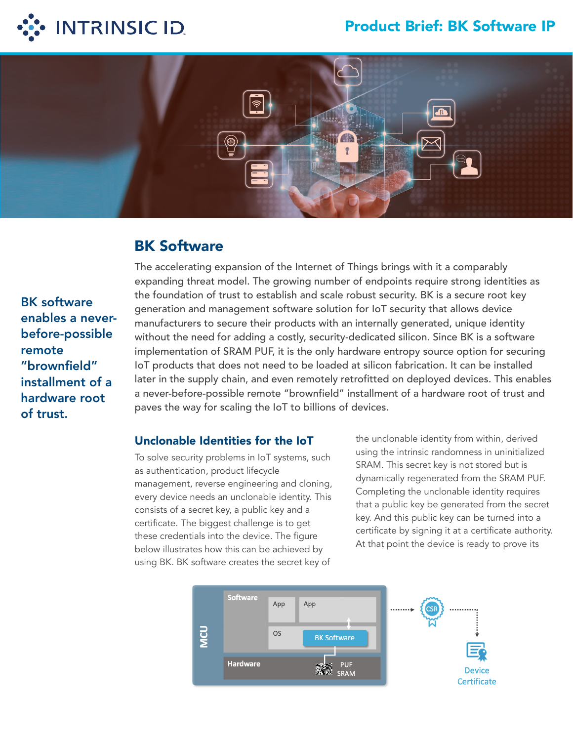# BK Software

**BK software enables a never-before-possible remote "brownfield" installment of a hardware root of trust.**

The accelerating expansion of the Internet of Things brings with it a comparably expanding threat model. The growing number of endpoints require strong identities as the foundation of trust to establish and scale robust security. BK is a secure root key generation and management software solution for IoT security that allows device manufacturers to secure their products with an internally generated, unique identity without the need for adding a costly, security-dedicated silicon. Since BK is a software implementation of SRAM PUF, it is the only hardware entropy source option for securing IoT products that does not need to be loaded at silicon fabrication. It can be installed later in the supply chain, and even remotely retrofitted on deployed devices. This enables a never-before-possible remote "brownfield" installment of a hardware root of trust and paves the way for scaling the IoT to billions of devices.

## Unclonable Identities for the IoT

To solve security problems in IoT systems, such as authentication, product lifecycle management, reverse engineering and cloning, every device needs an unclonable identity. This consists of a secret key, a public key and a certificate. The biggest challenge is to get these credentials into the device. The figure below illustrates how this can be achieved by using BK. BK software creates the secret key of the unclonable identity from within, derived using the intrinsic randomness in uninitialized SRAM. This secret key is not stored but is dynamically regenerated from the SRAM PUF. Completing the unclonable identity requires that a public key be generated from the secret key. And this public key can be turned into a certificate by signing it at a certificate authority. At that point the device is ready to prove its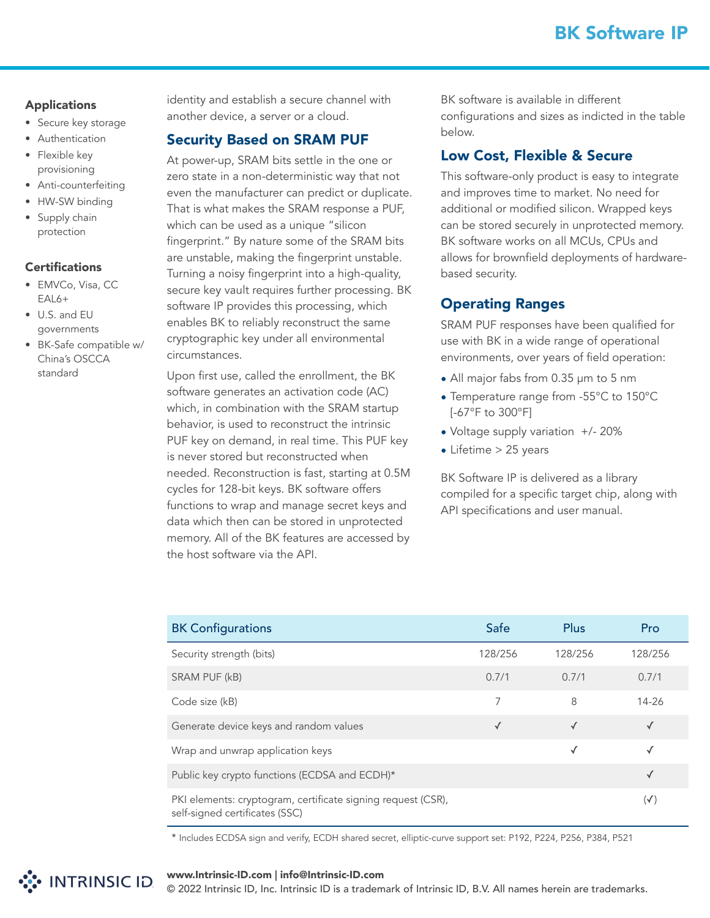### Applications

- Secure key storage
- Authentication
- Flexible key provisioning
- Anti-counterfeiting
- HW-SW binding
- Supply chain protection

### Certifications

- EMVCo, Visa, CC EAL6+
- U.S. and EU governments
- BK-Safe compatible w/ China's OSCCA standard

identity and establish a secure channel with another device, a server or a cloud.

## Security Based on SRAM PUF

At power-up, SRAM bits settle in the one or zero state in a non-deterministic way that not even the manufacturer can predict or duplicate. That is what makes the SRAM response a PUF, which can be used as a unique "silicon fingerprint." By nature some of the SRAM bits are unstable, making the fingerprint unstable. Turning a noisy fingerprint into a high-quality, secure key vault requires further processing. BK software IP provides this processing, which enables BK to reliably reconstruct the same cryptographic key under all environmental circumstances.

Upon first use, called the enrollment, the BK software generates an activation code (AC) which, in combination with the SRAM startup behavior, is used to reconstruct the intrinsic PUF key on demand, in real time. This PUF key is never stored but reconstructed when needed. Reconstruction is fast, starting at 0.5M cycles for 128-bit keys. BK software offers functions to wrap and manage secret keys and data which then can be stored in unprotected memory. All of the BK features are accessed by the host software via the API.

BK software is available in different configurations and sizes as indicted in the table below.

## Low Cost, Flexible & Secure

This software-only product is easy to integrate and improves time to market. No need for additional or modified silicon. Wrapped keys can be stored securely in unprotected memory. BK software works on all MCUs, CPUs and allows for brownfield deployments of hardware-based security.

## Operating Ranges

SRAM PUF responses have been qualified for use with BK in a wide range of operational environments, over years of field operation:

- All major fabs from 0.35 µm to 5 nm
- Temperature range from -55°C to 150°C [-67°F to 300°F]
- Voltage supply variation +/- 20%
- Lifetime > 25 years

BK Software IP is delivered as a library compiled for a specific target chip, along with API specifications and user manual.

| BK Configurations | Safe | Plus | Pro |
|---|---|---|---|
| Security strength (bits) | 128/256 | 128/256 | 128/256 |
| SRAM PUF (kB) | 0.7/1 | 0.7/1 | 0.7/1 |
| Code size (kB) | 7 | 8 | 14-26 |
| Generate device keys and random values | ✓ | ✓ | ✓ |
| Wrap and unwrap application keys | | ✓ | ✓ |
| Public key crypto functions (ECDSA and ECDH)* | | | ✓ |
| PKI elements: cryptogram, certificate signing request (CSR), self-signed certificates (SSC) | | | (✓) |

\* Includes ECDSA sign and verify, ECDH shared secret, elliptic-curve support set: P192, P224, P256, P384, P521

INTRINSIC ID

**www.Intrinsic-ID.com | info@Intrinsic-ID.com**
© 2022 Intrinsic ID, Inc. Intrinsic ID is a trademark of Intrinsic ID, B.V. All names herein are trademarks.